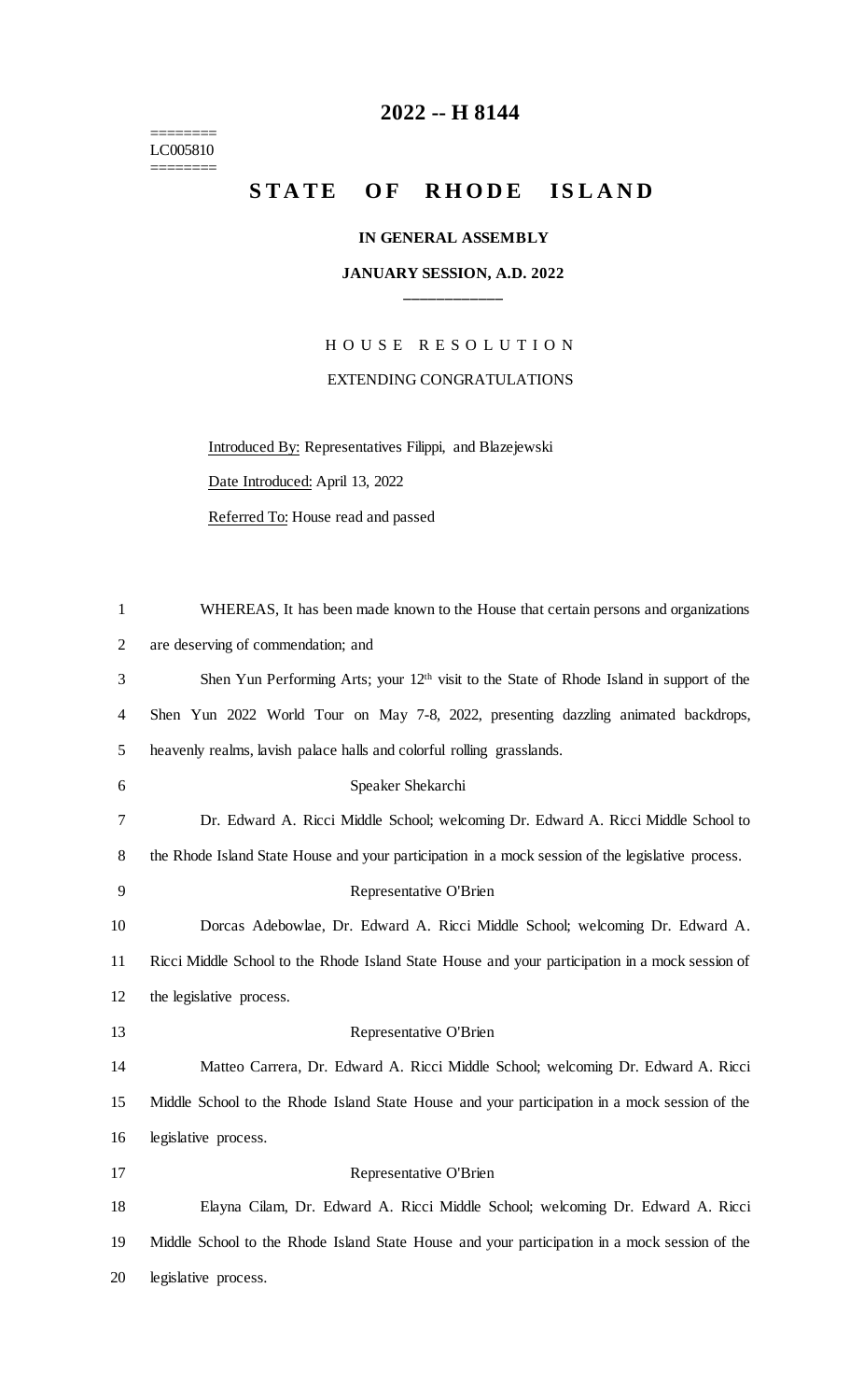# 2022 -- H 8144

========
LC005810
========

## STATE OF RHODE ISLAND

**IN GENERAL ASSEMBLY**

**JANUARY SESSION, A.D. 2022**

\_\_\_\_\_\_\_\_\_\_\_\_

HOUSE RESOLUTION

EXTENDING CONGRATULATIONS

Introduced By: Representatives Filippi, and Blazejewski

Date Introduced: April 13, 2022

Referred To: House read and passed

WHEREAS, It has been made known to the House that certain persons and organizations are deserving of commendation; and

Shen Yun Performing Arts; your 12th visit to the State of Rhode Island in support of the Shen Yun 2022 World Tour on May 7-8, 2022, presenting dazzling animated backdrops, heavenly realms, lavish palace halls and colorful rolling grasslands.

Speaker Shekarchi

Dr. Edward A. Ricci Middle School; welcoming Dr. Edward A. Ricci Middle School to the Rhode Island State House and your participation in a mock session of the legislative process.

Representative O'Brien

Dorcas Adebowlae, Dr. Edward A. Ricci Middle School; welcoming Dr. Edward A. Ricci Middle School to the Rhode Island State House and your participation in a mock session of the legislative process.

Representative O'Brien

Matteo Carrera, Dr. Edward A. Ricci Middle School; welcoming Dr. Edward A. Ricci Middle School to the Rhode Island State House and your participation in a mock session of the legislative process.

Representative O'Brien

Elayna Cilam, Dr. Edward A. Ricci Middle School; welcoming Dr. Edward A. Ricci Middle School to the Rhode Island State House and your participation in a mock session of the legislative process.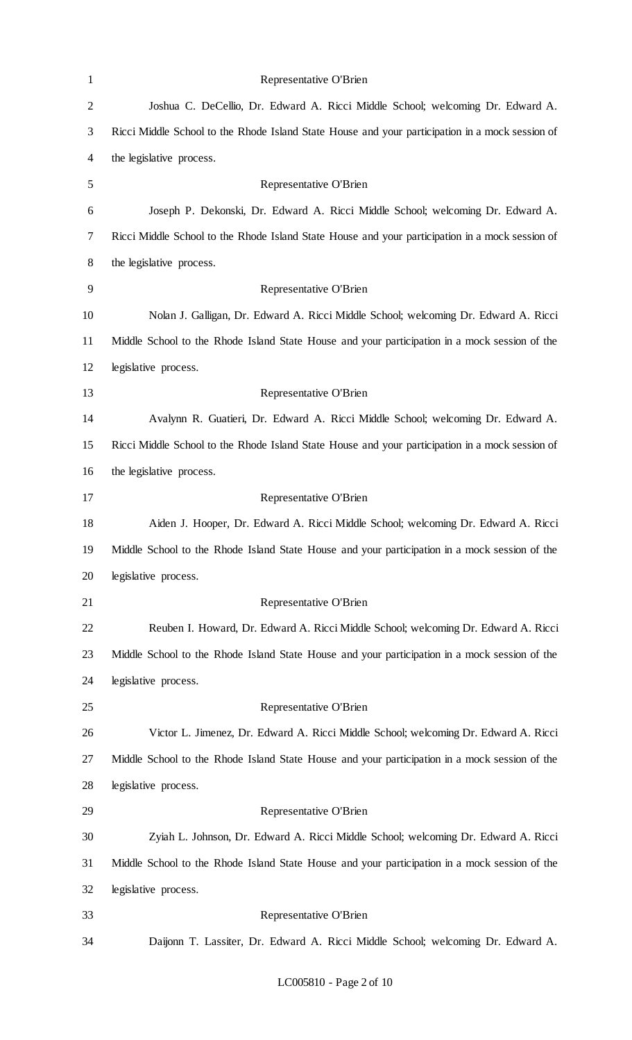Representative O'Brien

Joshua C. DeCellio, Dr. Edward A. Ricci Middle School; welcoming Dr. Edward A. Ricci Middle School to the Rhode Island State House and your participation in a mock session of the legislative process.

Representative O'Brien

Joseph P. Dekonski, Dr. Edward A. Ricci Middle School; welcoming Dr. Edward A. Ricci Middle School to the Rhode Island State House and your participation in a mock session of the legislative process.

Representative O'Brien

Nolan J. Galligan, Dr. Edward A. Ricci Middle School; welcoming Dr. Edward A. Ricci Middle School to the Rhode Island State House and your participation in a mock session of the legislative process.

Representative O'Brien

Avalynn R. Guatieri, Dr. Edward A. Ricci Middle School; welcoming Dr. Edward A. Ricci Middle School to the Rhode Island State House and your participation in a mock session of the legislative process.

Representative O'Brien

Aiden J. Hooper, Dr. Edward A. Ricci Middle School; welcoming Dr. Edward A. Ricci Middle School to the Rhode Island State House and your participation in a mock session of the legislative process.

Representative O'Brien

Reuben I. Howard, Dr. Edward A. Ricci Middle School; welcoming Dr. Edward A. Ricci Middle School to the Rhode Island State House and your participation in a mock session of the legislative process.

Representative O'Brien

Victor L. Jimenez, Dr. Edward A. Ricci Middle School; welcoming Dr. Edward A. Ricci Middle School to the Rhode Island State House and your participation in a mock session of the legislative process.

Representative O'Brien

Zyiah L. Johnson, Dr. Edward A. Ricci Middle School; welcoming Dr. Edward A. Ricci Middle School to the Rhode Island State House and your participation in a mock session of the legislative process.

Representative O'Brien

Daijonn T. Lassiter, Dr. Edward A. Ricci Middle School; welcoming Dr. Edward A.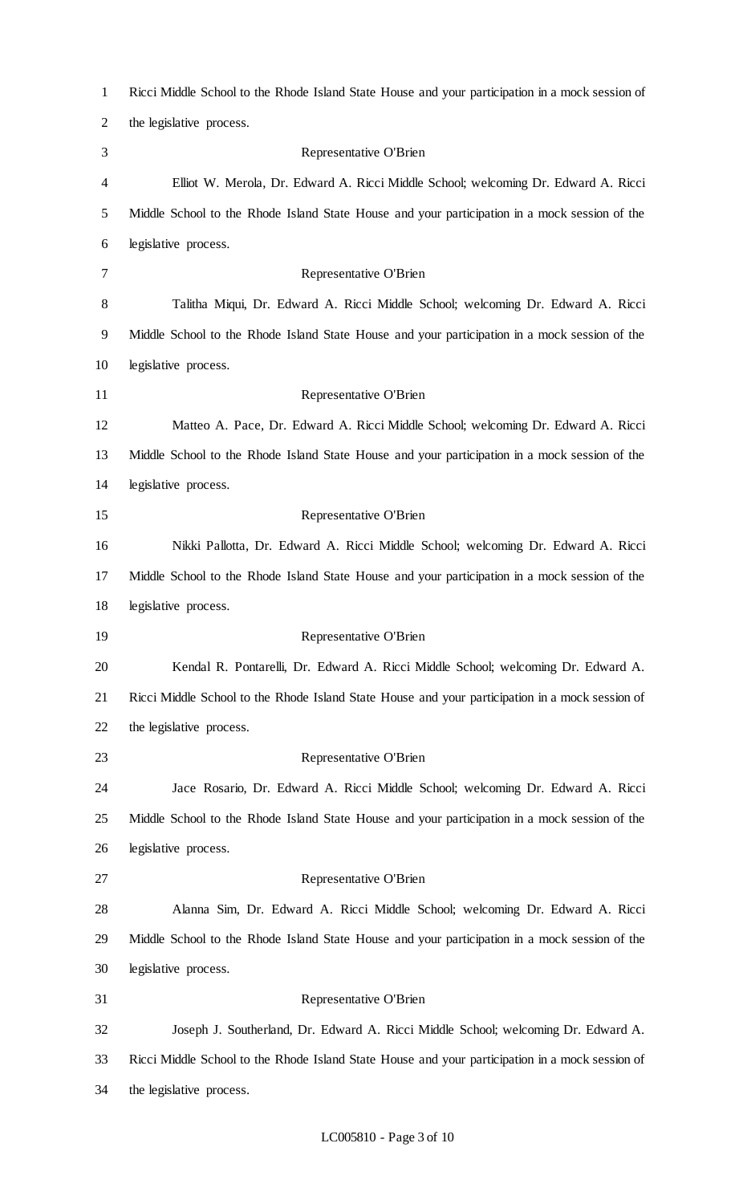Ricci Middle School to the Rhode Island State House and your participation in a mock session of the legislative process.

Representative O'Brien

Elliot W. Merola, Dr. Edward A. Ricci Middle School; welcoming Dr. Edward A. Ricci Middle School to the Rhode Island State House and your participation in a mock session of the legislative process.

Representative O'Brien

Talitha Miqui, Dr. Edward A. Ricci Middle School; welcoming Dr. Edward A. Ricci Middle School to the Rhode Island State House and your participation in a mock session of the legislative process.

Representative O'Brien

Matteo A. Pace, Dr. Edward A. Ricci Middle School; welcoming Dr. Edward A. Ricci Middle School to the Rhode Island State House and your participation in a mock session of the legislative process.

Representative O'Brien

Nikki Pallotta, Dr. Edward A. Ricci Middle School; welcoming Dr. Edward A. Ricci Middle School to the Rhode Island State House and your participation in a mock session of the legislative process.

Representative O'Brien

Kendal R. Pontarelli, Dr. Edward A. Ricci Middle School; welcoming Dr. Edward A. Ricci Middle School to the Rhode Island State House and your participation in a mock session of the legislative process.

Representative O'Brien

Jace Rosario, Dr. Edward A. Ricci Middle School; welcoming Dr. Edward A. Ricci Middle School to the Rhode Island State House and your participation in a mock session of the legislative process.

Representative O'Brien

Alanna Sim, Dr. Edward A. Ricci Middle School; welcoming Dr. Edward A. Ricci Middle School to the Rhode Island State House and your participation in a mock session of the legislative process.

Representative O'Brien

Joseph J. Southerland, Dr. Edward A. Ricci Middle School; welcoming Dr. Edward A. Ricci Middle School to the Rhode Island State House and your participation in a mock session of the legislative process.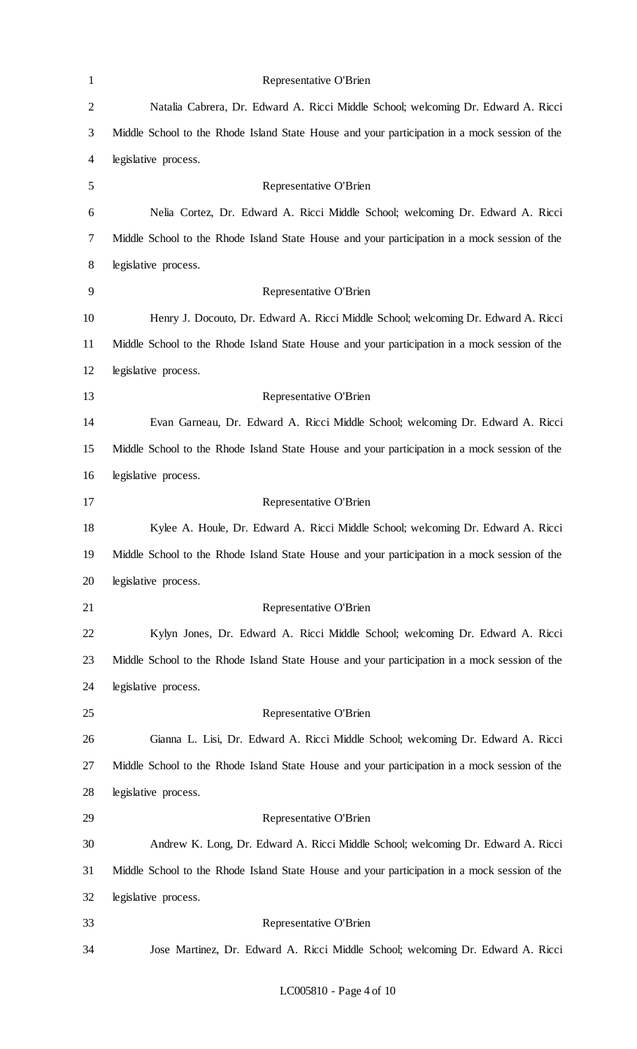Representative O'Brien

Natalia Cabrera, Dr. Edward A. Ricci Middle School; welcoming Dr. Edward A. Ricci Middle School to the Rhode Island State House and your participation in a mock session of the legislative process.

Representative O'Brien

Nelia Cortez, Dr. Edward A. Ricci Middle School; welcoming Dr. Edward A. Ricci Middle School to the Rhode Island State House and your participation in a mock session of the legislative process.

Representative O'Brien

Henry J. Docouto, Dr. Edward A. Ricci Middle School; welcoming Dr. Edward A. Ricci Middle School to the Rhode Island State House and your participation in a mock session of the legislative process.

Representative O'Brien

Evan Garneau, Dr. Edward A. Ricci Middle School; welcoming Dr. Edward A. Ricci Middle School to the Rhode Island State House and your participation in a mock session of the legislative process.

Representative O'Brien

Kylee A. Houle, Dr. Edward A. Ricci Middle School; welcoming Dr. Edward A. Ricci Middle School to the Rhode Island State House and your participation in a mock session of the legislative process.

Representative O'Brien

Kylyn Jones, Dr. Edward A. Ricci Middle School; welcoming Dr. Edward A. Ricci Middle School to the Rhode Island State House and your participation in a mock session of the legislative process.

Representative O'Brien

Gianna L. Lisi, Dr. Edward A. Ricci Middle School; welcoming Dr. Edward A. Ricci Middle School to the Rhode Island State House and your participation in a mock session of the legislative process.

Representative O'Brien

Andrew K. Long, Dr. Edward A. Ricci Middle School; welcoming Dr. Edward A. Ricci Middle School to the Rhode Island State House and your participation in a mock session of the legislative process.

Representative O'Brien

Jose Martinez, Dr. Edward A. Ricci Middle School; welcoming Dr. Edward A. Ricci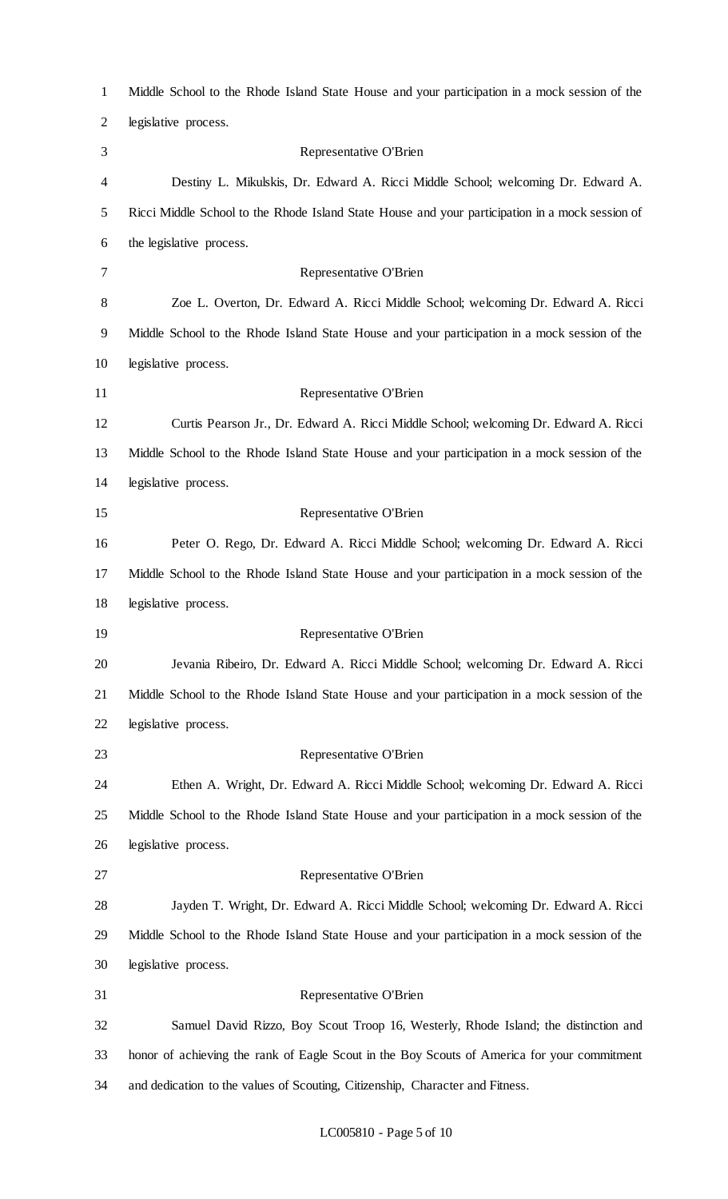Middle School to the Rhode Island State House and your participation in a mock session of the legislative process.

Representative O'Brien

Destiny L. Mikulskis, Dr. Edward A. Ricci Middle School; welcoming Dr. Edward A. Ricci Middle School to the Rhode Island State House and your participation in a mock session of the legislative process.

Representative O'Brien

Zoe L. Overton, Dr. Edward A. Ricci Middle School; welcoming Dr. Edward A. Ricci Middle School to the Rhode Island State House and your participation in a mock session of the legislative process.

Representative O'Brien

Curtis Pearson Jr., Dr. Edward A. Ricci Middle School; welcoming Dr. Edward A. Ricci Middle School to the Rhode Island State House and your participation in a mock session of the legislative process.

Representative O'Brien

Peter O. Rego, Dr. Edward A. Ricci Middle School; welcoming Dr. Edward A. Ricci Middle School to the Rhode Island State House and your participation in a mock session of the legislative process.

Representative O'Brien

Jevania Ribeiro, Dr. Edward A. Ricci Middle School; welcoming Dr. Edward A. Ricci Middle School to the Rhode Island State House and your participation in a mock session of the legislative process.

Representative O'Brien

Ethen A. Wright, Dr. Edward A. Ricci Middle School; welcoming Dr. Edward A. Ricci Middle School to the Rhode Island State House and your participation in a mock session of the legislative process.

Representative O'Brien

Jayden T. Wright, Dr. Edward A. Ricci Middle School; welcoming Dr. Edward A. Ricci Middle School to the Rhode Island State House and your participation in a mock session of the legislative process.

Representative O'Brien

Samuel David Rizzo, Boy Scout Troop 16, Westerly, Rhode Island; the distinction and honor of achieving the rank of Eagle Scout in the Boy Scouts of America for your commitment and dedication to the values of Scouting, Citizenship, Character and Fitness.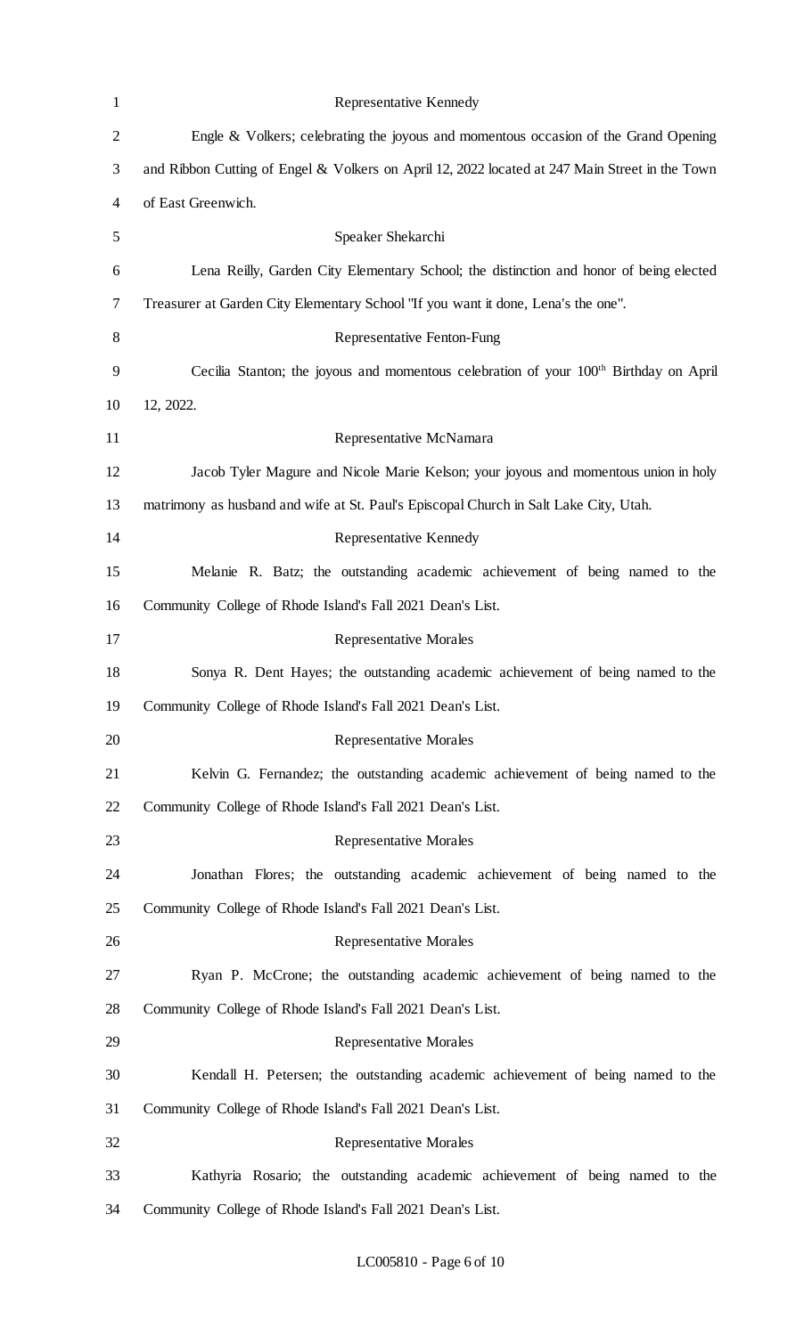Representative Kennedy

Engle & Volkers; celebrating the joyous and momentous occasion of the Grand Opening and Ribbon Cutting of Engel & Volkers on April 12, 2022 located at 247 Main Street in the Town of East Greenwich.

Speaker Shekarchi

Lena Reilly, Garden City Elementary School; the distinction and honor of being elected Treasurer at Garden City Elementary School "If you want it done, Lena's the one".

Representative Fenton-Fung

Cecilia Stanton; the joyous and momentous celebration of your 100th Birthday on April 12, 2022.

Representative McNamara

Jacob Tyler Magure and Nicole Marie Kelson; your joyous and momentous union in holy matrimony as husband and wife at St. Paul's Episcopal Church in Salt Lake City, Utah.

Representative Kennedy

Melanie R. Batz; the outstanding academic achievement of being named to the Community College of Rhode Island's Fall 2021 Dean's List.

Representative Morales

Sonya R. Dent Hayes; the outstanding academic achievement of being named to the Community College of Rhode Island's Fall 2021 Dean's List.

Representative Morales

Kelvin G. Fernandez; the outstanding academic achievement of being named to the Community College of Rhode Island's Fall 2021 Dean's List.

Representative Morales

Jonathan Flores; the outstanding academic achievement of being named to the Community College of Rhode Island's Fall 2021 Dean's List.

Representative Morales

Ryan P. McCrone; the outstanding academic achievement of being named to the Community College of Rhode Island's Fall 2021 Dean's List.

Representative Morales

Kendall H. Petersen; the outstanding academic achievement of being named to the Community College of Rhode Island's Fall 2021 Dean's List.

Representative Morales

Kathyria Rosario; the outstanding academic achievement of being named to the Community College of Rhode Island's Fall 2021 Dean's List.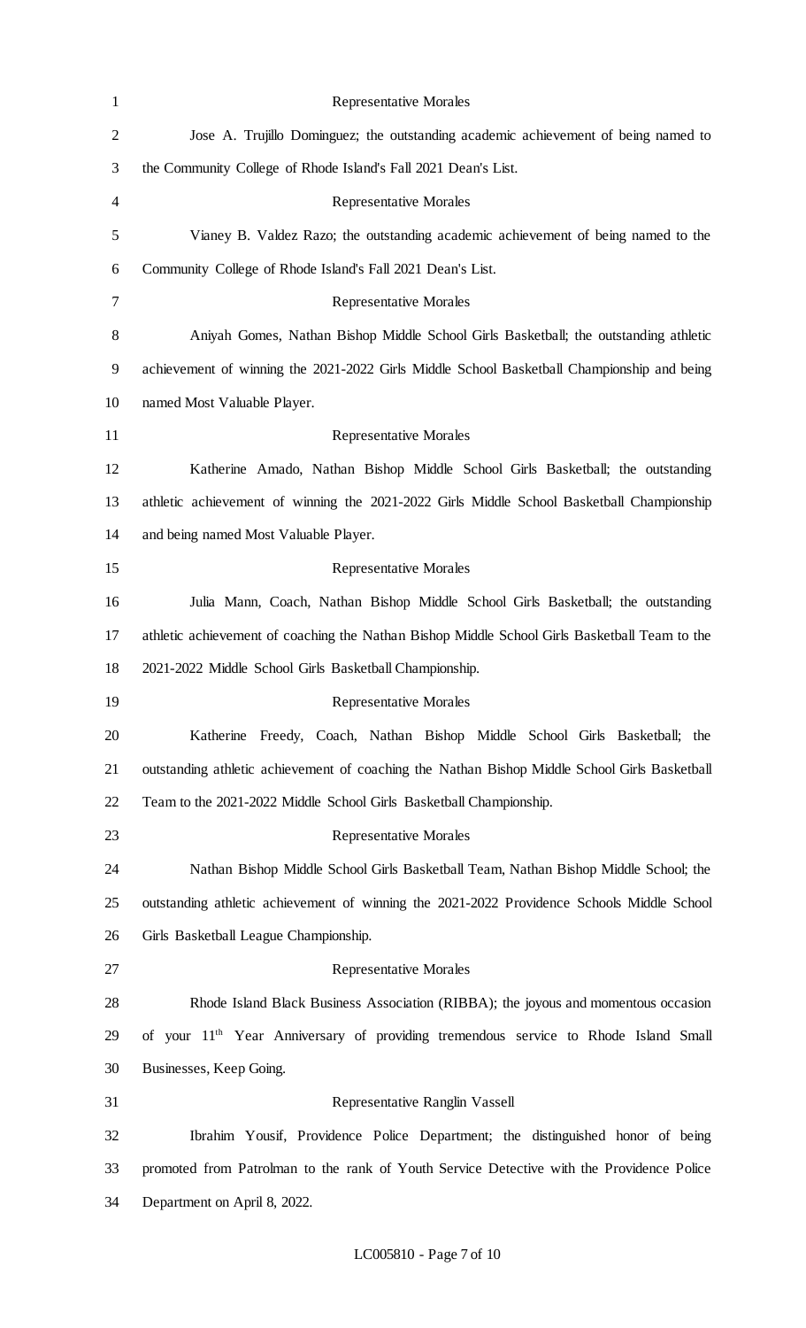Representative Morales

Jose A. Trujillo Dominguez; the outstanding academic achievement of being named to the Community College of Rhode Island's Fall 2021 Dean's List.

Representative Morales

Vianey B. Valdez Razo; the outstanding academic achievement of being named to the Community College of Rhode Island's Fall 2021 Dean's List.

Representative Morales

Aniyah Gomes, Nathan Bishop Middle School Girls Basketball; the outstanding athletic achievement of winning the 2021-2022 Girls Middle School Basketball Championship and being named Most Valuable Player.

Representative Morales

Katherine Amado, Nathan Bishop Middle School Girls Basketball; the outstanding athletic achievement of winning the 2021-2022 Girls Middle School Basketball Championship and being named Most Valuable Player.

Representative Morales

Julia Mann, Coach, Nathan Bishop Middle School Girls Basketball; the outstanding athletic achievement of coaching the Nathan Bishop Middle School Girls Basketball Team to the 2021-2022 Middle School Girls Basketball Championship.

Representative Morales

Katherine Freedy, Coach, Nathan Bishop Middle School Girls Basketball; the outstanding athletic achievement of coaching the Nathan Bishop Middle School Girls Basketball Team to the 2021-2022 Middle School Girls Basketball Championship.

Representative Morales

Nathan Bishop Middle School Girls Basketball Team, Nathan Bishop Middle School; the outstanding athletic achievement of winning the 2021-2022 Providence Schools Middle School Girls Basketball League Championship.

Representative Morales

Rhode Island Black Business Association (RIBBA); the joyous and momentous occasion of your 11th Year Anniversary of providing tremendous service to Rhode Island Small Businesses, Keep Going.

Representative Ranglin Vassell

Ibrahim Yousif, Providence Police Department; the distinguished honor of being promoted from Patrolman to the rank of Youth Service Detective with the Providence Police Department on April 8, 2022.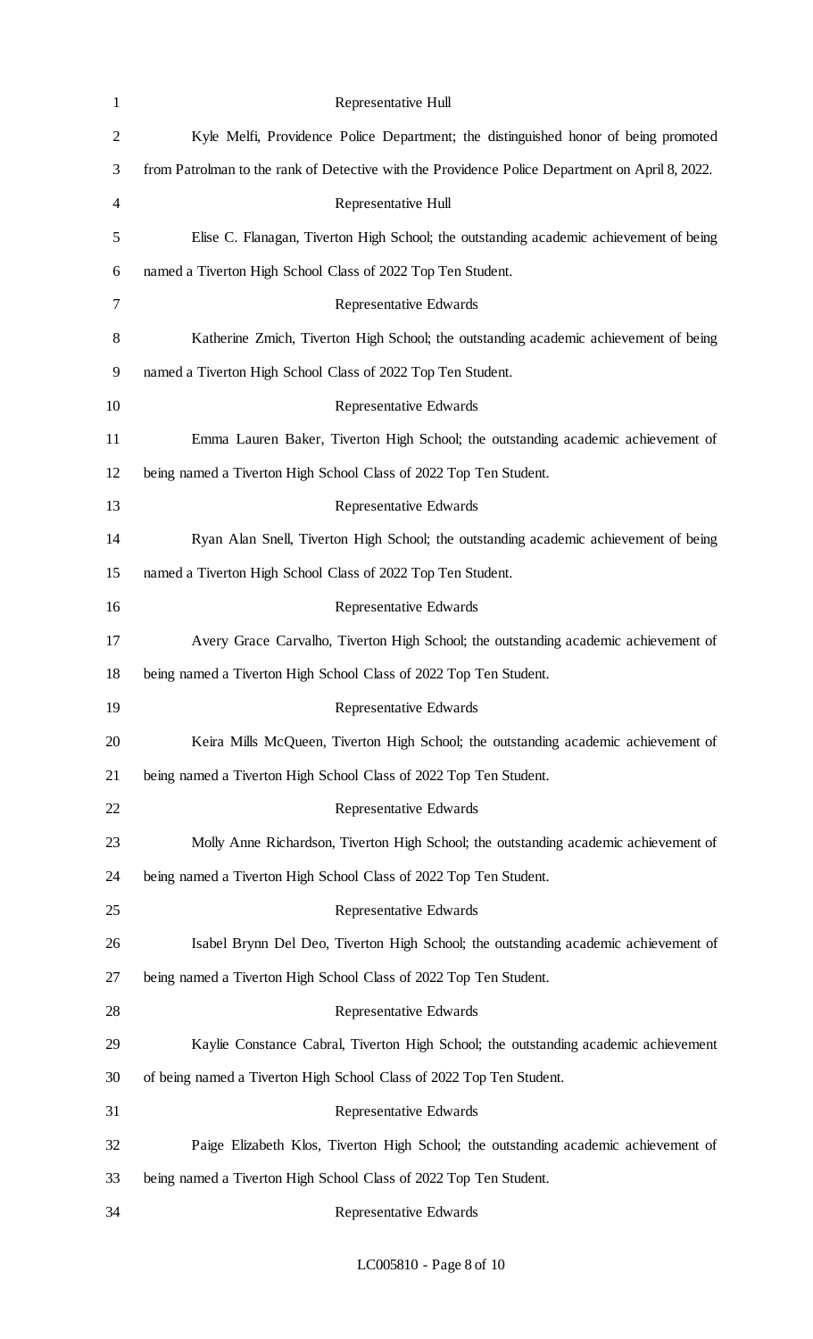Representative Hull

Kyle Melfi, Providence Police Department; the distinguished honor of being promoted from Patrolman to the rank of Detective with the Providence Police Department on April 8, 2022.

Representative Hull

Elise C. Flanagan, Tiverton High School; the outstanding academic achievement of being named a Tiverton High School Class of 2022 Top Ten Student.

Representative Edwards

Katherine Zmich, Tiverton High School; the outstanding academic achievement of being named a Tiverton High School Class of 2022 Top Ten Student.

Representative Edwards

Emma Lauren Baker, Tiverton High School; the outstanding academic achievement of being named a Tiverton High School Class of 2022 Top Ten Student.

Representative Edwards

Ryan Alan Snell, Tiverton High School; the outstanding academic achievement of being named a Tiverton High School Class of 2022 Top Ten Student.

Representative Edwards

Avery Grace Carvalho, Tiverton High School; the outstanding academic achievement of being named a Tiverton High School Class of 2022 Top Ten Student.

Representative Edwards

Keira Mills McQueen, Tiverton High School; the outstanding academic achievement of being named a Tiverton High School Class of 2022 Top Ten Student.

Representative Edwards

Molly Anne Richardson, Tiverton High School; the outstanding academic achievement of being named a Tiverton High School Class of 2022 Top Ten Student.

Representative Edwards

Isabel Brynn Del Deo, Tiverton High School; the outstanding academic achievement of being named a Tiverton High School Class of 2022 Top Ten Student.

Representative Edwards

Kaylie Constance Cabral, Tiverton High School; the outstanding academic achievement of being named a Tiverton High School Class of 2022 Top Ten Student.

Representative Edwards

Paige Elizabeth Klos, Tiverton High School; the outstanding academic achievement of being named a Tiverton High School Class of 2022 Top Ten Student.

Representative Edwards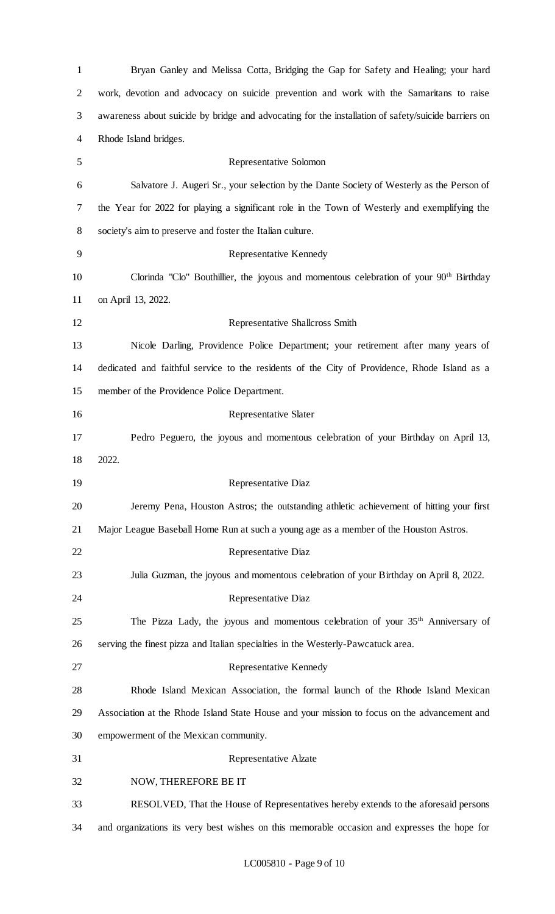Bryan Ganley and Melissa Cotta, Bridging the Gap for Safety and Healing; your hard work, devotion and advocacy on suicide prevention and work with the Samaritans to raise awareness about suicide by bridge and advocating for the installation of safety/suicide barriers on Rhode Island bridges.

Representative Solomon

Salvatore J. Augeri Sr., your selection by the Dante Society of Westerly as the Person of the Year for 2022 for playing a significant role in the Town of Westerly and exemplifying the society's aim to preserve and foster the Italian culture.

Representative Kennedy

Clorinda "Clo" Bouthillier, the joyous and momentous celebration of your 90th Birthday on April 13, 2022.

Representative Shallcross Smith

Nicole Darling, Providence Police Department; your retirement after many years of dedicated and faithful service to the residents of the City of Providence, Rhode Island as a member of the Providence Police Department.

Representative Slater

Pedro Peguero, the joyous and momentous celebration of your Birthday on April 13, 2022.

Representative Diaz

Jeremy Pena, Houston Astros; the outstanding athletic achievement of hitting your first Major League Baseball Home Run at such a young age as a member of the Houston Astros.

Representative Diaz

Julia Guzman, the joyous and momentous celebration of your Birthday on April 8, 2022.

Representative Diaz

The Pizza Lady, the joyous and momentous celebration of your 35th Anniversary of serving the finest pizza and Italian specialties in the Westerly-Pawcatuck area.

Representative Kennedy

Rhode Island Mexican Association, the formal launch of the Rhode Island Mexican Association at the Rhode Island State House and your mission to focus on the advancement and empowerment of the Mexican community.

Representative Alzate

NOW, THEREFORE BE IT

RESOLVED, That the House of Representatives hereby extends to the aforesaid persons and organizations its very best wishes on this memorable occasion and expresses the hope for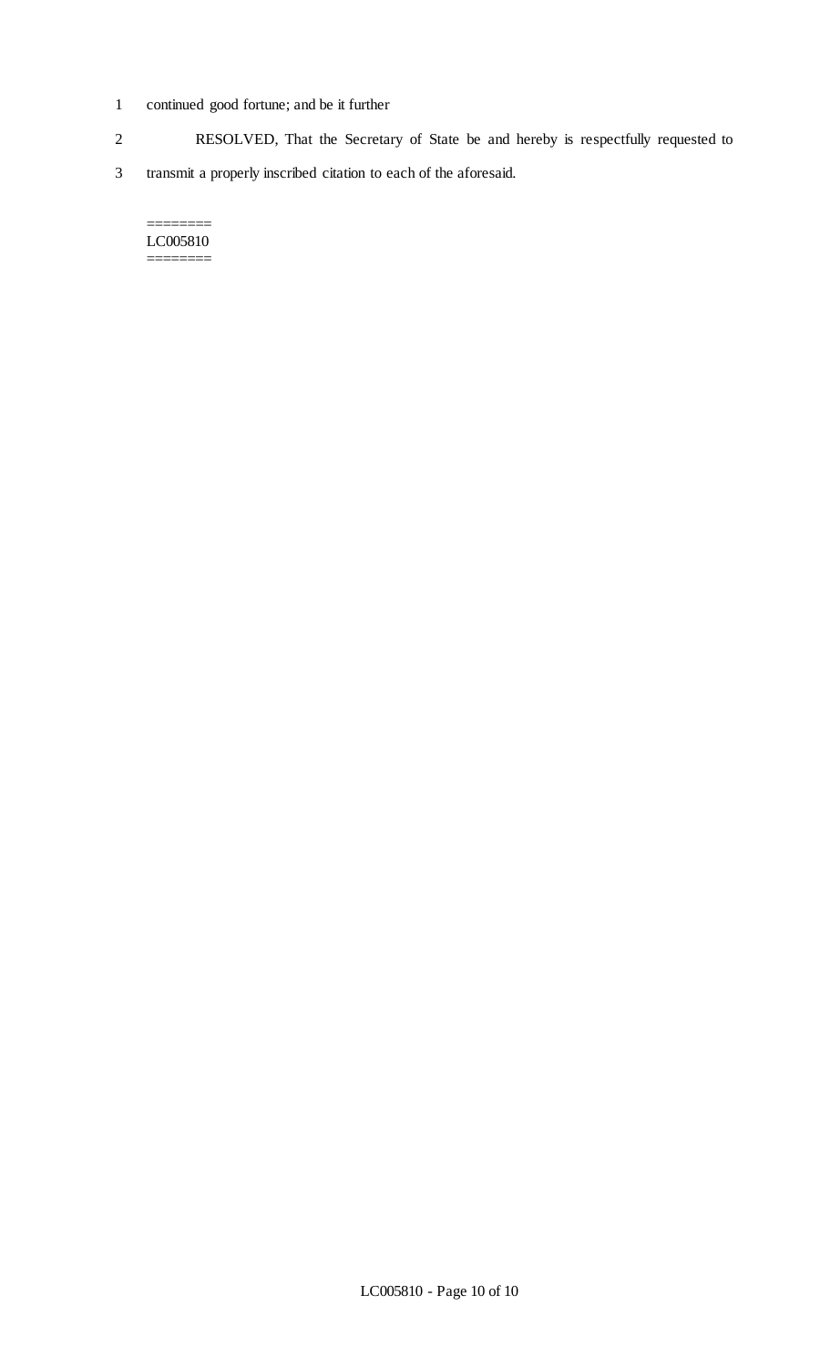continued good fortune; and be it further

RESOLVED, That the Secretary of State be and hereby is respectfully requested to transmit a properly inscribed citation to each of the aforesaid.

========
LC005810
========